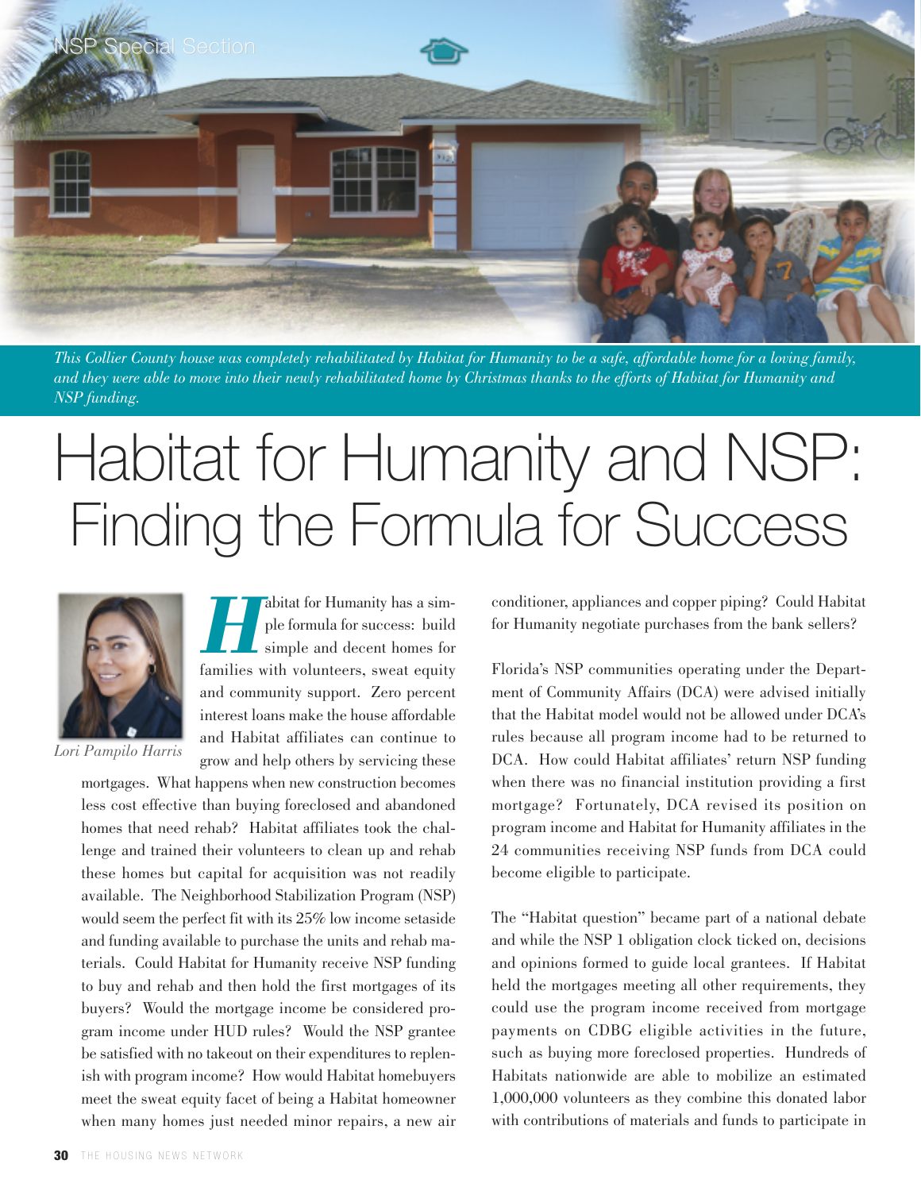NSP Special Section

*This Collier County house was completely rehabilitated by Habitat for Humanity to be a safe, affordable home for a loving family, and they were able to move into their newly rehabilitated home by Christmas thanks to the efforts of Habitat for Humanity and NSP funding.*

# Habitat for Humanity and NSP: Finding the Formula for Success

*Lori Pampilo Harris*

Habitat for Humanity has a simple formula for success: build simple and decent homes for families with volunteers, sweat equity and community support. Zero percent interest loans make the house affordable and Habitat affiliates can continue to grow and help others by servicing these mortgages. What happens when new construction becomes less cost effective than buying foreclosed and abandoned homes that need rehab? Habitat affiliates took the challenge and trained their volunteers to clean up and rehab these homes but capital for acquisition was not readily available. The Neighborhood Stabilization Program (NSP) would seem the perfect fit with its 25% low income setaside and funding available to purchase the units and rehab materials. Could Habitat for Humanity receive NSP funding to buy and rehab and then hold the first mortgages of its buyers? Would the mortgage income be considered program income under HUD rules? Would the NSP grantee be satisfied with no takeout on their expenditures to replenish with program income? How would Habitat homebuyers meet the sweat equity facet of being a Habitat homeowner when many homes just needed minor repairs, a new air conditioner, appliances and copper piping? Could Habitat for Humanity negotiate purchases from the bank sellers?

Florida's NSP communities operating under the Department of Community Affairs (DCA) were advised initially that the Habitat model would not be allowed under DCA's rules because all program income had to be returned to DCA. How could Habitat affiliates' return NSP funding when there was no financial institution providing a first mortgage? Fortunately, DCA revised its position on program income and Habitat for Humanity affiliates in the 24 communities receiving NSP funds from DCA could become eligible to participate.

The "Habitat question" became part of a national debate and while the NSP 1 obligation clock ticked on, decisions and opinions formed to guide local grantees. If Habitat held the mortgages meeting all other requirements, they could use the program income received from mortgage payments on CDBG eligible activities in the future, such as buying more foreclosed properties. Hundreds of Habitats nationwide are able to mobilize an estimated 1,000,000 volunteers as they combine this donated labor with contributions of materials and funds to participate in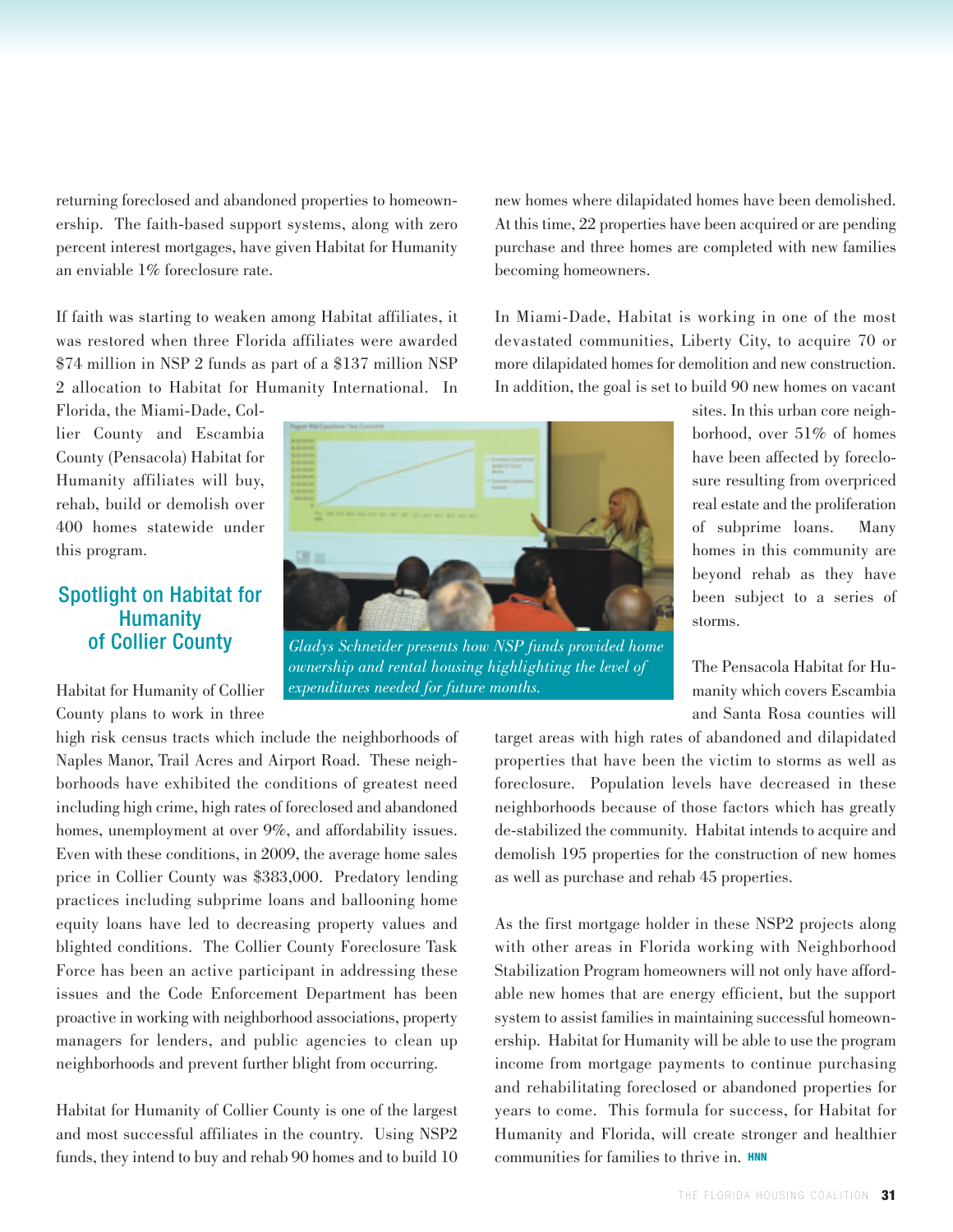returning foreclosed and abandoned properties to homeownership. The faith-based support systems, along with zero percent interest mortgages, have given Habitat for Humanity an enviable 1% foreclosure rate.

If faith was starting to weaken among Habitat affiliates, it was restored when three Florida affiliates were awarded $74 million in NSP 2 funds as part of a $137 million NSP 2 allocation to Habitat for Humanity International. In Florida, the Miami-Dade, Collier County and Escambia County (Pensacola) Habitat for Humanity affiliates will buy, rehab, build or demolish over 400 homes statewide under this program.

## Spotlight on Habitat for Humanity of Collier County

Habitat for Humanity of Collier County plans to work in three high risk census tracts which include the neighborhoods of Naples Manor, Trail Acres and Airport Road. These neighborhoods have exhibited the conditions of greatest need including high crime, high rates of foreclosed and abandoned homes, unemployment at over 9%, and affordability issues. Even with these conditions, in 2009, the average home sales price in Collier County was $383,000. Predatory lending practices including subprime loans and ballooning home equity loans have led to decreasing property values and blighted conditions. The Collier County Foreclosure Task Force has been an active participant in addressing these issues and the Code Enforcement Department has been proactive in working with neighborhood associations, property managers for lenders, and public agencies to clean up neighborhoods and prevent further blight from occurring.

Habitat for Humanity of Collier County is one of the largest and most successful affiliates in the country. Using NSP2 funds, they intend to buy and rehab 90 homes and to build 10 new homes where dilapidated homes have been demolished. At this time, 22 properties have been acquired or are pending purchase and three homes are completed with new families becoming homeowners.

*Gladys Schneider presents how NSP funds provided home ownership and rental housing highlighting the level of expenditures needed for future months.*

In Miami-Dade, Habitat is working in one of the most devastated communities, Liberty City, to acquire 70 or more dilapidated homes for demolition and new construction. In addition, the goal is set to build 90 new homes on vacant sites. In this urban core neighborhood, over 51% of homes have been affected by foreclosure resulting from overpriced real estate and the proliferation of subprime loans. Many homes in this community are beyond rehab as they have been subject to a series of storms.

The Pensacola Habitat for Humanity which covers Escambia and Santa Rosa counties will target areas with high rates of abandoned and dilapidated properties that have been the victim to storms as well as foreclosure. Population levels have decreased in these neighborhoods because of those factors which has greatly de-stabilized the community. Habitat intends to acquire and demolish 195 properties for the construction of new homes as well as purchase and rehab 45 properties.

As the first mortgage holder in these NSP2 projects along with other areas in Florida working with Neighborhood Stabilization Program homeowners will not only have affordable new homes that are energy efficient, but the support system to assist families in maintaining successful homeownership. Habitat for Humanity will be able to use the program income from mortgage payments to continue purchasing and rehabilitating foreclosed or abandoned properties for years to come. This formula for success, for Habitat for Humanity and Florida, will create stronger and healthier communities for families to thrive in. **HNN**